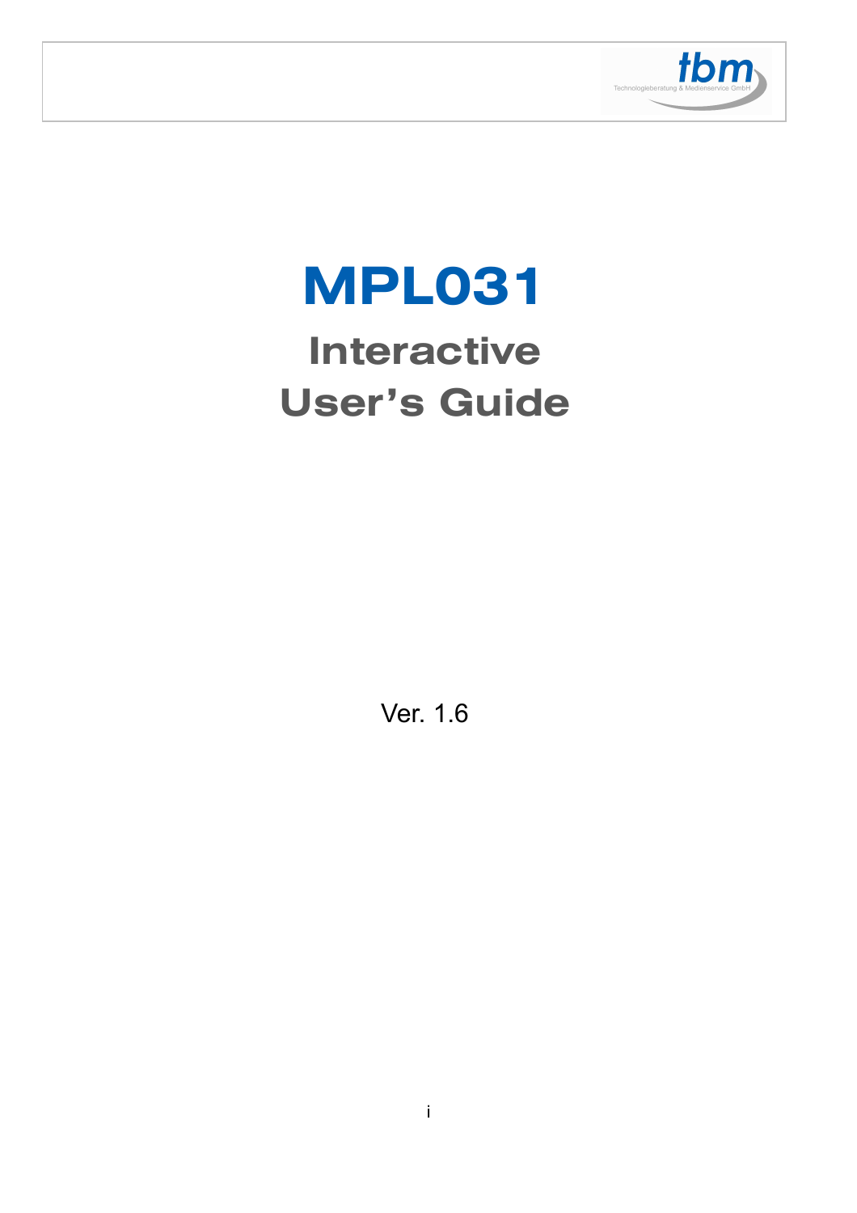# MPL031

## Interactive User's Guide

Ver. 1.6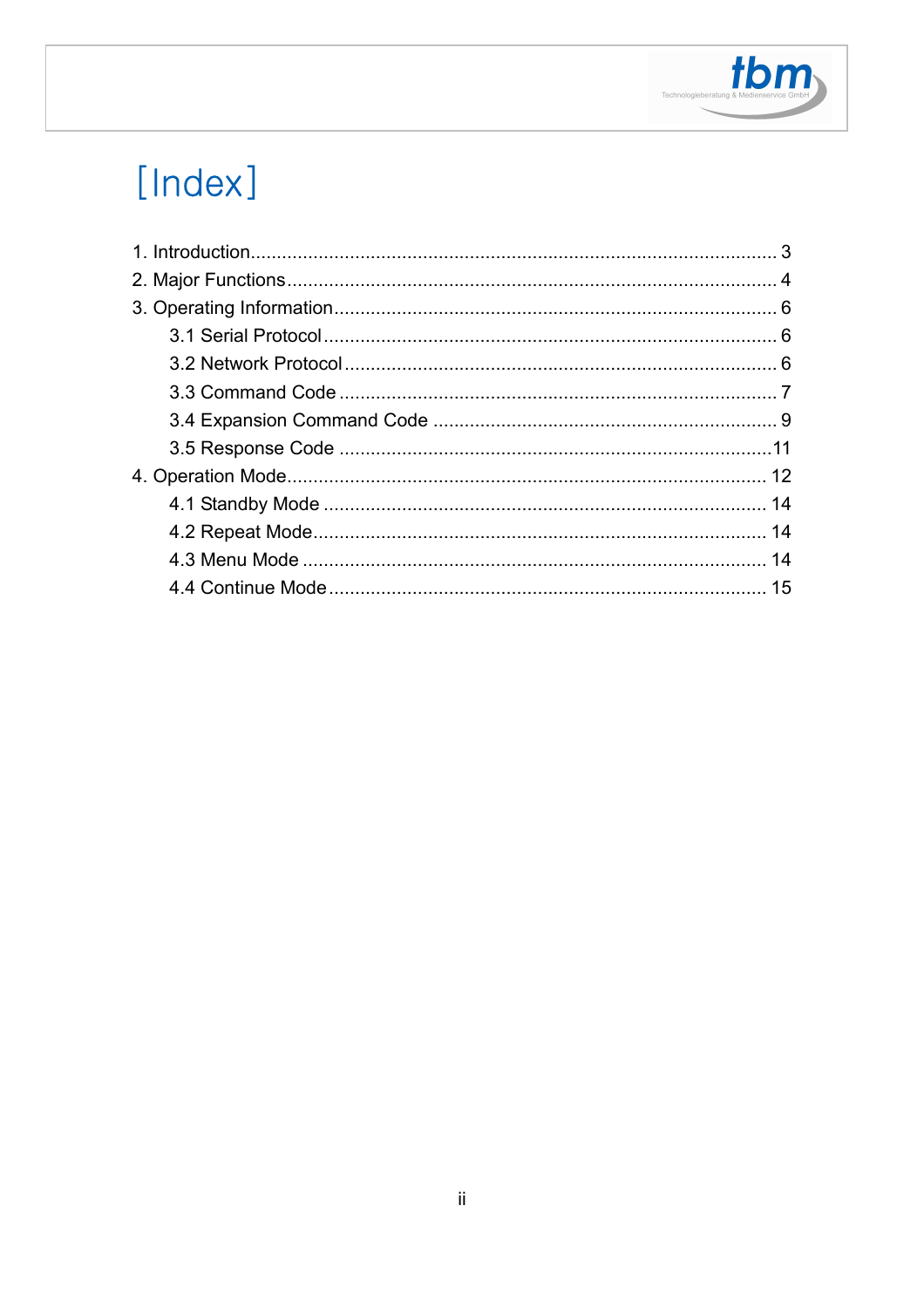# [Index]

1. Introduction .................................................. 3
2. Major Functions .................................................. 4
3. Operating Information .................................................. 6
   - 3.1 Serial Protocol .................................................. 6
   - 3.2 Network Protocol .................................................. 6
   - 3.3 Command Code .................................................. 7
   - 3.4 Expansion Command Code .................................................. 9
   - 3.5 Response Code .................................................. 11
4. Operation Mode .................................................. 12
   - 4.1 Standby Mode .................................................. 14
   - 4.2 Repeat Mode .................................................. 14
   - 4.3 Menu Mode .................................................. 14
   - 4.4 Continue Mode .................................................. 15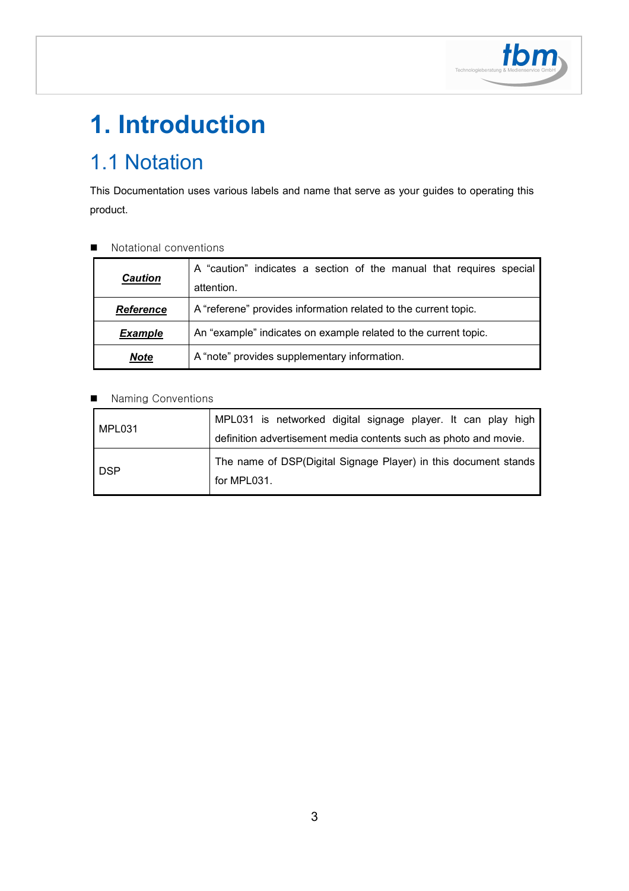# 1. Introduction

## 1.1 Notation

This Documentation uses various labels and name that serve as your guides to operating this product.

- Notational conventions

| | |
|---|---|
| ***Caution*** | A "caution" indicates a section of the manual that requires special attention. |
| ***Reference*** | A "referene" provides information related to the current topic. |
| ***Example*** | An "example" indicates on example related to the current topic. |
| ***Note*** | A "note" provides supplementary information. |

- Naming Conventions

| | |
|---|---|
| MPL031 | MPL031 is networked digital signage player. It can play high definition advertisement media contents such as photo and movie. |
| DSP | The name of DSP(Digital Signage Player) in this document stands for MPL031. |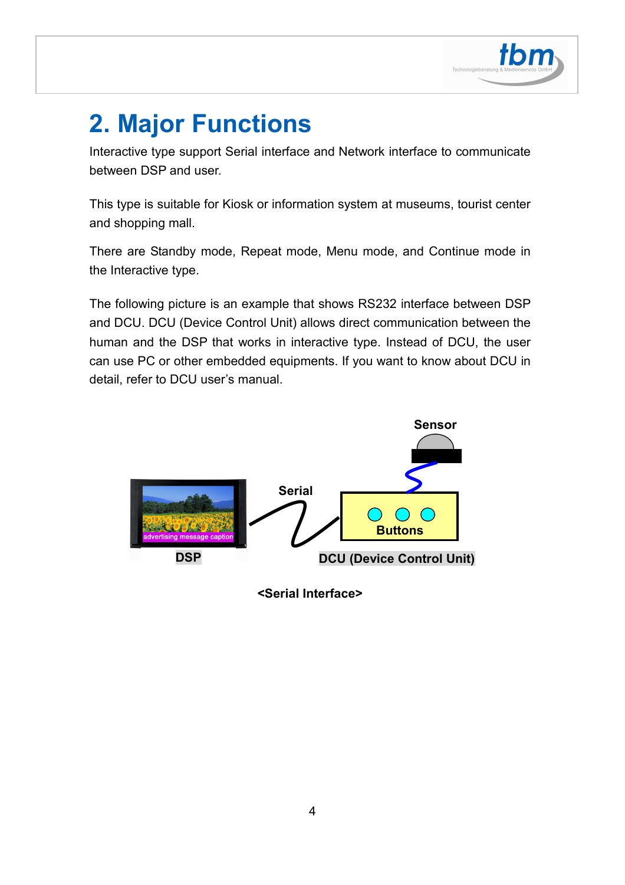# 2. Major Functions

Interactive type support Serial interface and Network interface to communicate between DSP and user.

This type is suitable for Kiosk or information system at museums, tourist center and shopping mall.

There are Standby mode, Repeat mode, Menu mode, and Continue mode in the Interactive type.

The following picture is an example that shows RS232 interface between DSP and DCU. DCU (Device Control Unit) allows direct communication between the human and the DSP that works in interactive type. Instead of DCU, the user can use PC or other embedded equipments. If you want to know about DCU in detail, refer to DCU user's manual.

**<Serial Interface>**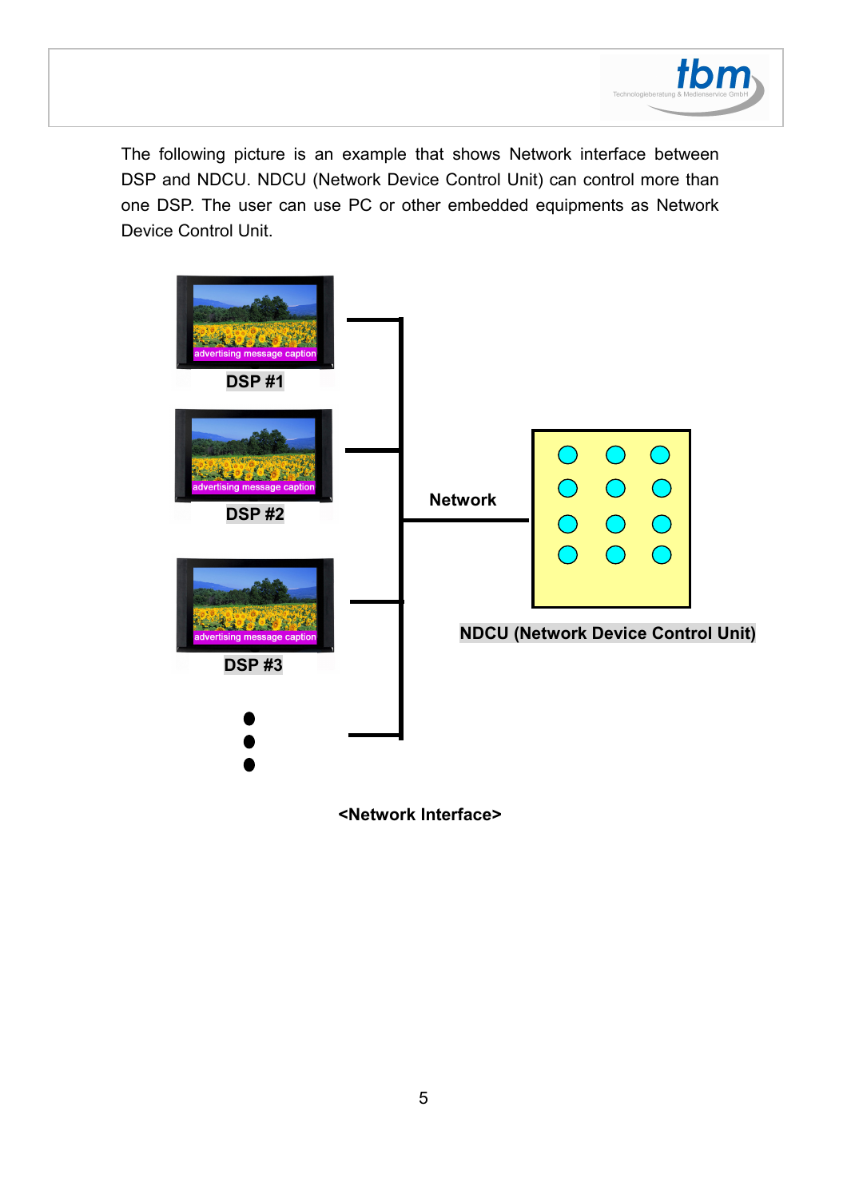The following picture is an example that shows Network interface between DSP and NDCU. NDCU (Network Device Control Unit) can control more than one DSP. The user can use PC or other embedded equipments as Network Device Control Unit.

advertising message caption

**DSP #1**

advertising message caption

**DSP #2**

advertising message caption

**DSP #3**

**Network**

**NDCU (Network Device Control Unit)**

**<Network Interface>**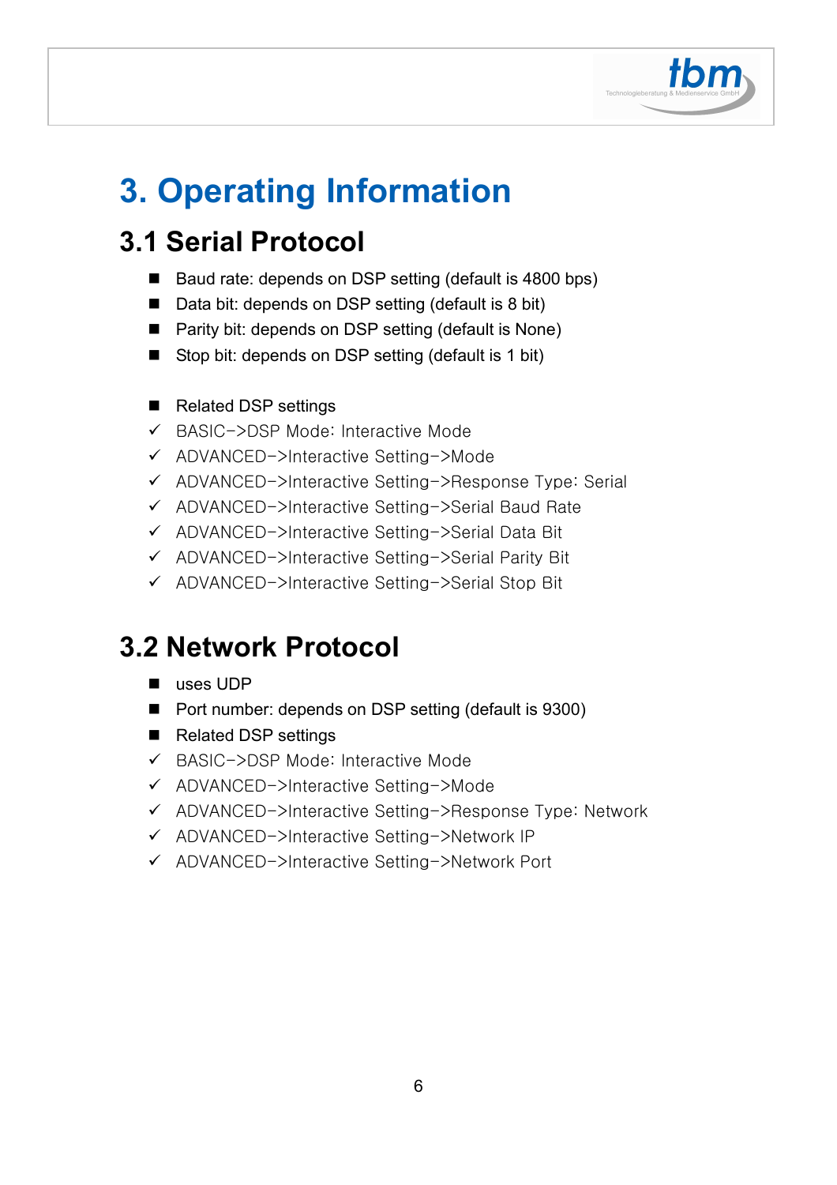# 3. Operating Information

## 3.1 Serial Protocol

- Baud rate: depends on DSP setting (default is 4800 bps)
- Data bit: depends on DSP setting (default is 8 bit)
- Parity bit: depends on DSP setting (default is None)
- Stop bit: depends on DSP setting (default is 1 bit)

- Related DSP settings
- ✓ BASIC–>DSP Mode: Interactive Mode
- ✓ ADVANCED–>Interactive Setting–>Mode
- ✓ ADVANCED–>Interactive Setting–>Response Type: Serial
- ✓ ADVANCED–>Interactive Setting–>Serial Baud Rate
- ✓ ADVANCED–>Interactive Setting–>Serial Data Bit
- ✓ ADVANCED–>Interactive Setting–>Serial Parity Bit
- ✓ ADVANCED–>Interactive Setting–>Serial Stop Bit

## 3.2 Network Protocol

- uses UDP
- Port number: depends on DSP setting (default is 9300)
- Related DSP settings
- ✓ BASIC–>DSP Mode: Interactive Mode
- ✓ ADVANCED–>Interactive Setting–>Mode
- ✓ ADVANCED–>Interactive Setting–>Response Type: Network
- ✓ ADVANCED–>Interactive Setting–>Network IP
- ✓ ADVANCED–>Interactive Setting–>Network Port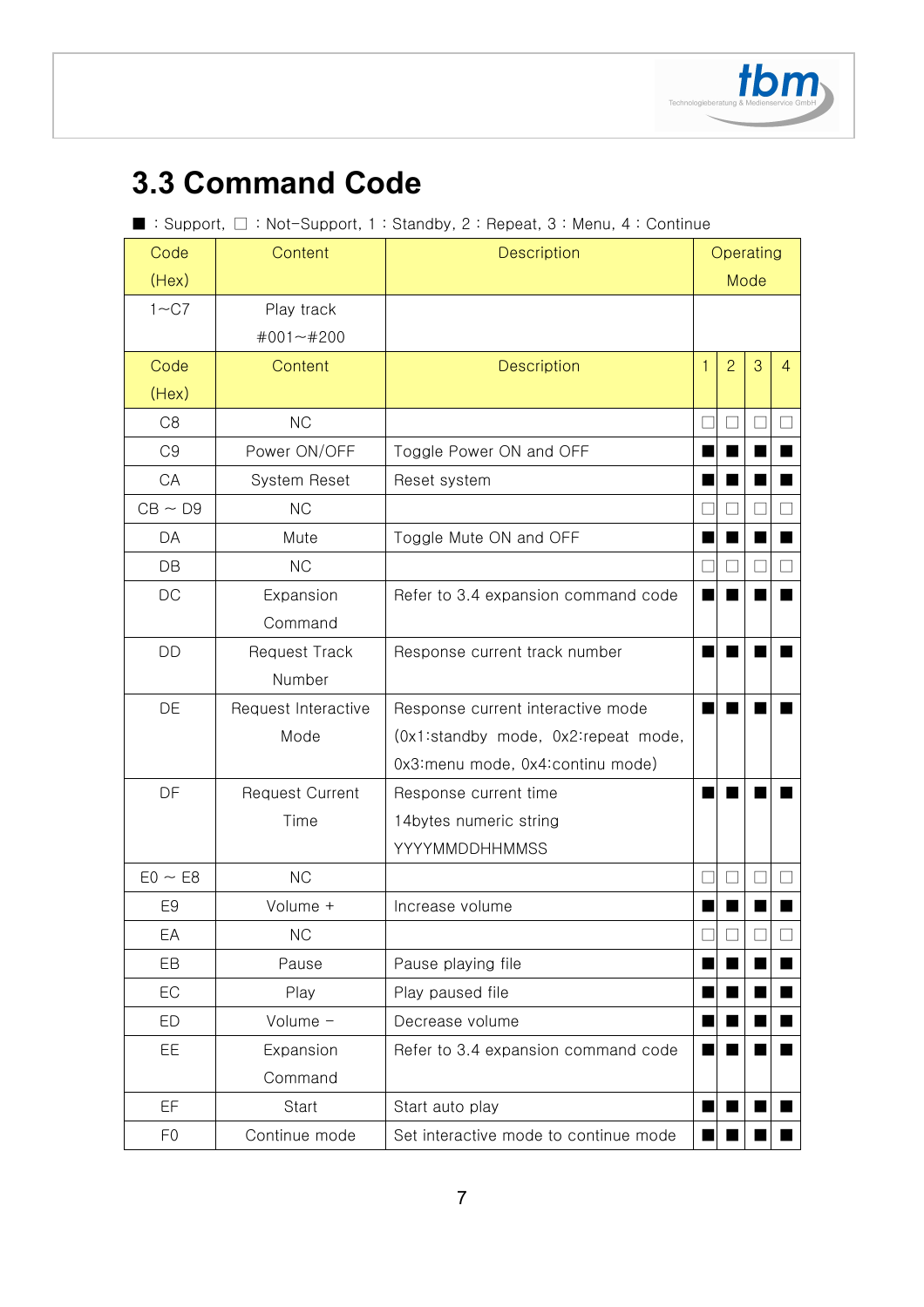## 3.3 Command Code

■ : Support, □ : Not-Support, 1 : Standby, 2 : Repeat, 3 : Menu, 4 : Continue

| Code (Hex) | Content | Description | Operating Mode | | | |
|---|---|---|---|---|---|---|
| 1~C7 | Play track #001~#200 | | | | | |
| Code (Hex) | Content | Description | 1 | 2 | 3 | 4 |
| C8 | NC | | □ | □ | □ | □ |
| C9 | Power ON/OFF | Toggle Power ON and OFF | ■ | ■ | ■ | ■ |
| CA | System Reset | Reset system | ■ | ■ | ■ | ■ |
| CB ~ D9 | NC | | □ | □ | □ | □ |
| DA | Mute | Toggle Mute ON and OFF | ■ | ■ | ■ | ■ |
| DB | NC | | □ | □ | □ | □ |
| DC | Expansion Command | Refer to 3.4 expansion command code | ■ | ■ | ■ | ■ |
| DD | Request Track Number | Response current track number | ■ | ■ | ■ | ■ |
| DE | Request Interactive Mode | Response current interactive mode (0x1:standby mode, 0x2:repeat mode, 0x3:menu mode, 0x4:continu mode) | ■ | ■ | ■ | ■ |
| DF | Request Current Time | Response current time 14bytes numeric string YYYYMMDDHHMMSS | ■ | ■ | ■ | ■ |
| E0 ~ E8 | NC | | □ | □ | □ | □ |
| E9 | Volume + | Increase volume | ■ | ■ | ■ | ■ |
| EA | NC | | □ | □ | □ | □ |
| EB | Pause | Pause playing file | ■ | ■ | ■ | ■ |
| EC | Play | Play paused file | ■ | ■ | ■ | ■ |
| ED | Volume – | Decrease volume | ■ | ■ | ■ | ■ |
| EE | Expansion Command | Refer to 3.4 expansion command code | ■ | ■ | ■ | ■ |
| EF | Start | Start auto play | ■ | ■ | ■ | ■ |
| F0 | Continue mode | Set interactive mode to continue mode | ■ | ■ | ■ | ■ |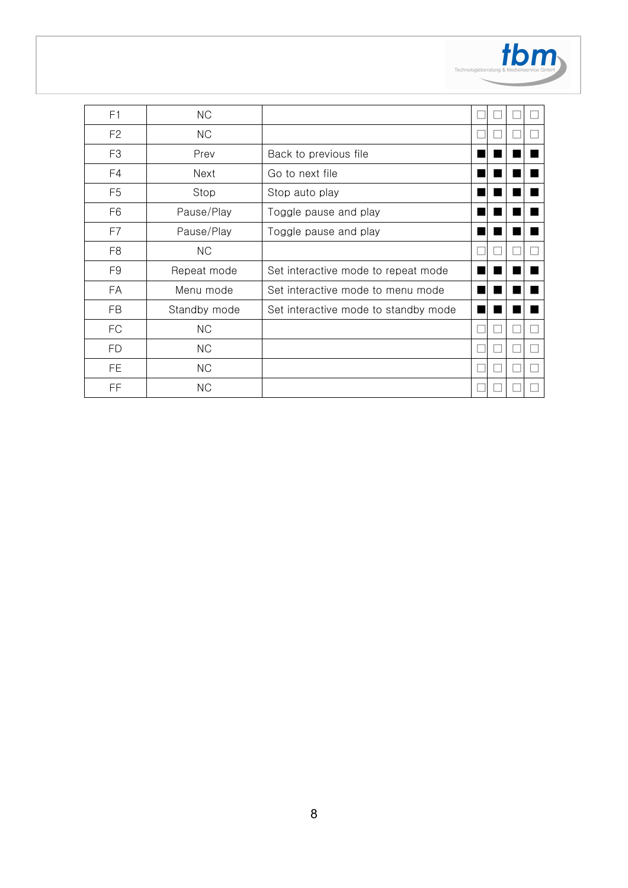| F1 | NC | | ☐ | ☐ | ☐ | ☐ |
|---|---|---|---|---|---|---|
| F2 | NC | | ☐ | ☐ | ☐ | ☐ |
| F3 | Prev | Back to previous file | ■ | ■ | ■ | ■ |
| F4 | Next | Go to next file | ■ | ■ | ■ | ■ |
| F5 | Stop | Stop auto play | ■ | ■ | ■ | ■ |
| F6 | Pause/Play | Toggle pause and play | ■ | ■ | ■ | ■ |
| F7 | Pause/Play | Toggle pause and play | ■ | ■ | ■ | ■ |
| F8 | NC | | ☐ | ☐ | ☐ | ☐ |
| F9 | Repeat mode | Set interactive mode to repeat mode | ■ | ■ | ■ | ■ |
| FA | Menu mode | Set interactive mode to menu mode | ■ | ■ | ■ | ■ |
| FB | Standby mode | Set interactive mode to standby mode | ■ | ■ | ■ | ■ |
| FC | NC | | ☐ | ☐ | ☐ | ☐ |
| FD | NC | | ☐ | ☐ | ☐ | ☐ |
| FE | NC | | ☐ | ☐ | ☐ | ☐ |
| FF | NC | | ☐ | ☐ | ☐ | ☐ |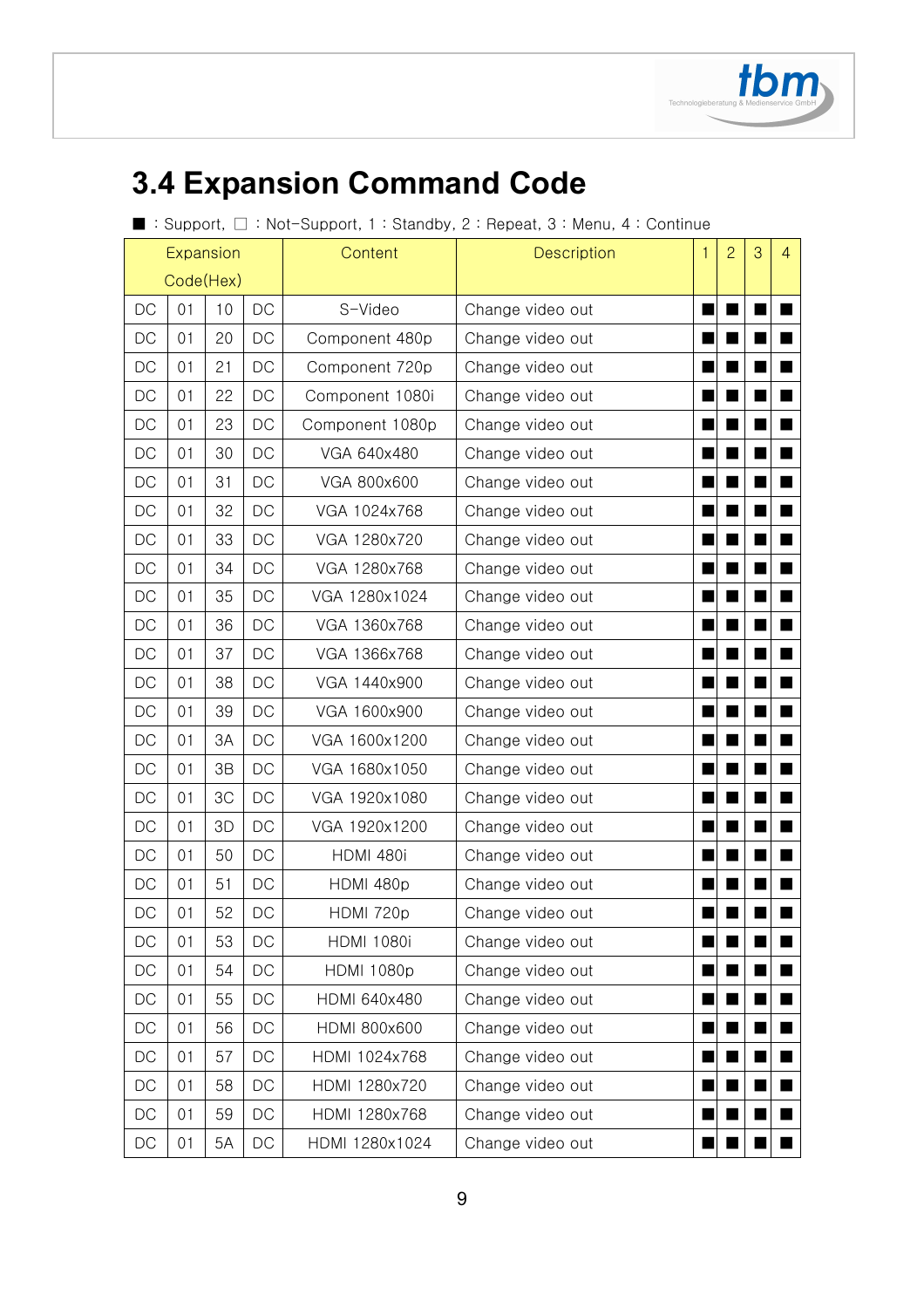## 3.4 Expansion Command Code

■ : Support, □ : Not-Support, 1 : Standby, 2 : Repeat, 3 : Menu, 4 : Continue

| Expansion Code(Hex) | | | | Content | Description | 1 | 2 | 3 | 4 |
|---|---|---|---|---|---|---|---|---|---|
| DC | 01 | 10 | DC | S-Video | Change video out | ■ | ■ | ■ | ■ |
| DC | 01 | 20 | DC | Component 480p | Change video out | ■ | ■ | ■ | ■ |
| DC | 01 | 21 | DC | Component 720p | Change video out | ■ | ■ | ■ | ■ |
| DC | 01 | 22 | DC | Component 1080i | Change video out | ■ | ■ | ■ | ■ |
| DC | 01 | 23 | DC | Component 1080p | Change video out | ■ | ■ | ■ | ■ |
| DC | 01 | 30 | DC | VGA 640x480 | Change video out | ■ | ■ | ■ | ■ |
| DC | 01 | 31 | DC | VGA 800x600 | Change video out | ■ | ■ | ■ | ■ |
| DC | 01 | 32 | DC | VGA 1024x768 | Change video out | ■ | ■ | ■ | ■ |
| DC | 01 | 33 | DC | VGA 1280x720 | Change video out | ■ | ■ | ■ | ■ |
| DC | 01 | 34 | DC | VGA 1280x768 | Change video out | ■ | ■ | ■ | ■ |
| DC | 01 | 35 | DC | VGA 1280x1024 | Change video out | ■ | ■ | ■ | ■ |
| DC | 01 | 36 | DC | VGA 1360x768 | Change video out | ■ | ■ | ■ | ■ |
| DC | 01 | 37 | DC | VGA 1366x768 | Change video out | ■ | ■ | ■ | ■ |
| DC | 01 | 38 | DC | VGA 1440x900 | Change video out | ■ | ■ | ■ | ■ |
| DC | 01 | 39 | DC | VGA 1600x900 | Change video out | ■ | ■ | ■ | ■ |
| DC | 01 | 3A | DC | VGA 1600x1200 | Change video out | ■ | ■ | ■ | ■ |
| DC | 01 | 3B | DC | VGA 1680x1050 | Change video out | ■ | ■ | ■ | ■ |
| DC | 01 | 3C | DC | VGA 1920x1080 | Change video out | ■ | ■ | ■ | ■ |
| DC | 01 | 3D | DC | VGA 1920x1200 | Change video out | ■ | ■ | ■ | ■ |
| DC | 01 | 50 | DC | HDMI 480i | Change video out | ■ | ■ | ■ | ■ |
| DC | 01 | 51 | DC | HDMI 480p | Change video out | ■ | ■ | ■ | ■ |
| DC | 01 | 52 | DC | HDMI 720p | Change video out | ■ | ■ | ■ | ■ |
| DC | 01 | 53 | DC | HDMI 1080i | Change video out | ■ | ■ | ■ | ■ |
| DC | 01 | 54 | DC | HDMI 1080p | Change video out | ■ | ■ | ■ | ■ |
| DC | 01 | 55 | DC | HDMI 640x480 | Change video out | ■ | ■ | ■ | ■ |
| DC | 01 | 56 | DC | HDMI 800x600 | Change video out | ■ | ■ | ■ | ■ |
| DC | 01 | 57 | DC | HDMI 1024x768 | Change video out | ■ | ■ | ■ | ■ |
| DC | 01 | 58 | DC | HDMI 1280x720 | Change video out | ■ | ■ | ■ | ■ |
| DC | 01 | 59 | DC | HDMI 1280x768 | Change video out | ■ | ■ | ■ | ■ |
| DC | 01 | 5A | DC | HDMI 1280x1024 | Change video out | ■ | ■ | ■ | ■ |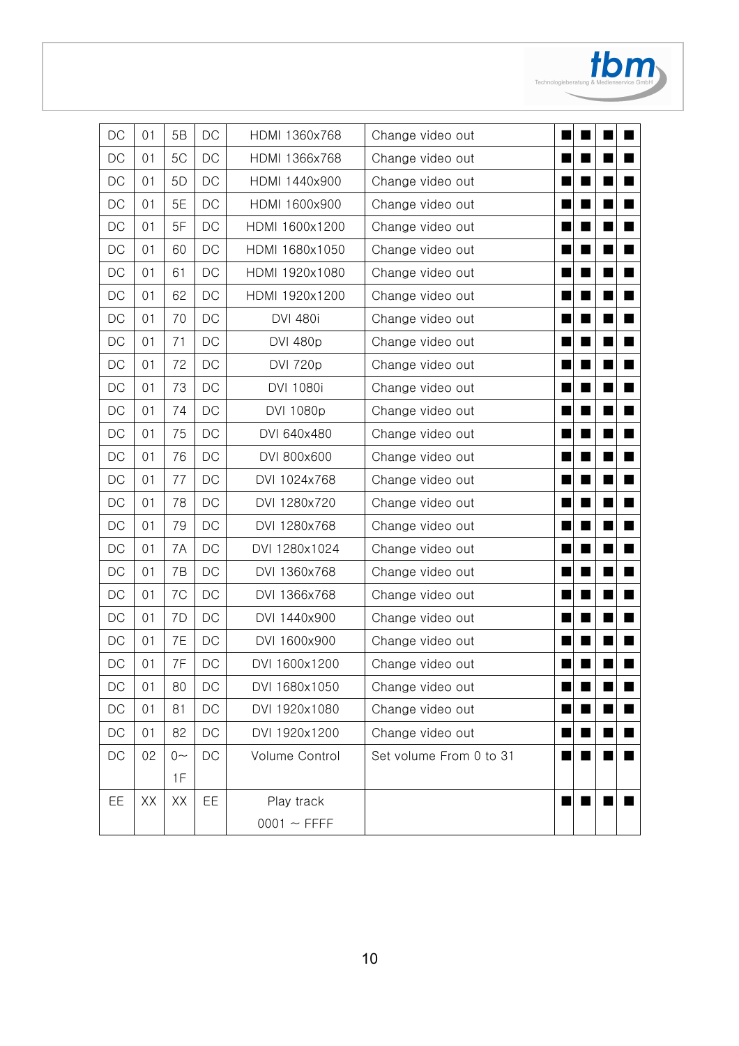| | | | | | | | | | |
|---|---|---|---|---|---|---|---|---|---|
| DC | 01 | 5B | DC | HDMI 1360x768 | Change video out | ■ | ■ | ■ | ■ |
| DC | 01 | 5C | DC | HDMI 1366x768 | Change video out | ■ | ■ | ■ | ■ |
| DC | 01 | 5D | DC | HDMI 1440x900 | Change video out | ■ | ■ | ■ | ■ |
| DC | 01 | 5E | DC | HDMI 1600x900 | Change video out | ■ | ■ | ■ | ■ |
| DC | 01 | 5F | DC | HDMI 1600x1200 | Change video out | ■ | ■ | ■ | ■ |
| DC | 01 | 60 | DC | HDMI 1680x1050 | Change video out | ■ | ■ | ■ | ■ |
| DC | 01 | 61 | DC | HDMI 1920x1080 | Change video out | ■ | ■ | ■ | ■ |
| DC | 01 | 62 | DC | HDMI 1920x1200 | Change video out | ■ | ■ | ■ | ■ |
| DC | 01 | 70 | DC | DVI 480i | Change video out | ■ | ■ | ■ | ■ |
| DC | 01 | 71 | DC | DVI 480p | Change video out | ■ | ■ | ■ | ■ |
| DC | 01 | 72 | DC | DVI 720p | Change video out | ■ | ■ | ■ | ■ |
| DC | 01 | 73 | DC | DVI 1080i | Change video out | ■ | ■ | ■ | ■ |
| DC | 01 | 74 | DC | DVI 1080p | Change video out | ■ | ■ | ■ | ■ |
| DC | 01 | 75 | DC | DVI 640x480 | Change video out | ■ | ■ | ■ | ■ |
| DC | 01 | 76 | DC | DVI 800x600 | Change video out | ■ | ■ | ■ | ■ |
| DC | 01 | 77 | DC | DVI 1024x768 | Change video out | ■ | ■ | ■ | ■ |
| DC | 01 | 78 | DC | DVI 1280x720 | Change video out | ■ | ■ | ■ | ■ |
| DC | 01 | 79 | DC | DVI 1280x768 | Change video out | ■ | ■ | ■ | ■ |
| DC | 01 | 7A | DC | DVI 1280x1024 | Change video out | ■ | ■ | ■ | ■ |
| DC | 01 | 7B | DC | DVI 1360x768 | Change video out | ■ | ■ | ■ | ■ |
| DC | 01 | 7C | DC | DVI 1366x768 | Change video out | ■ | ■ | ■ | ■ |
| DC | 01 | 7D | DC | DVI 1440x900 | Change video out | ■ | ■ | ■ | ■ |
| DC | 01 | 7E | DC | DVI 1600x900 | Change video out | ■ | ■ | ■ | ■ |
| DC | 01 | 7F | DC | DVI 1600x1200 | Change video out | ■ | ■ | ■ | ■ |
| DC | 01 | 80 | DC | DVI 1680x1050 | Change video out | ■ | ■ | ■ | ■ |
| DC | 01 | 81 | DC | DVI 1920x1080 | Change video out | ■ | ■ | ■ | ■ |
| DC | 01 | 82 | DC | DVI 1920x1200 | Change video out | ■ | ■ | ■ | ■ |
| DC | 02 | 0~ 1F | DC | Volume Control | Set volume From 0 to 31 | ■ | ■ | ■ | ■ |
| EE | XX | XX | EE | Play track 0001 ~ FFFF | | ■ | ■ | ■ | ■ |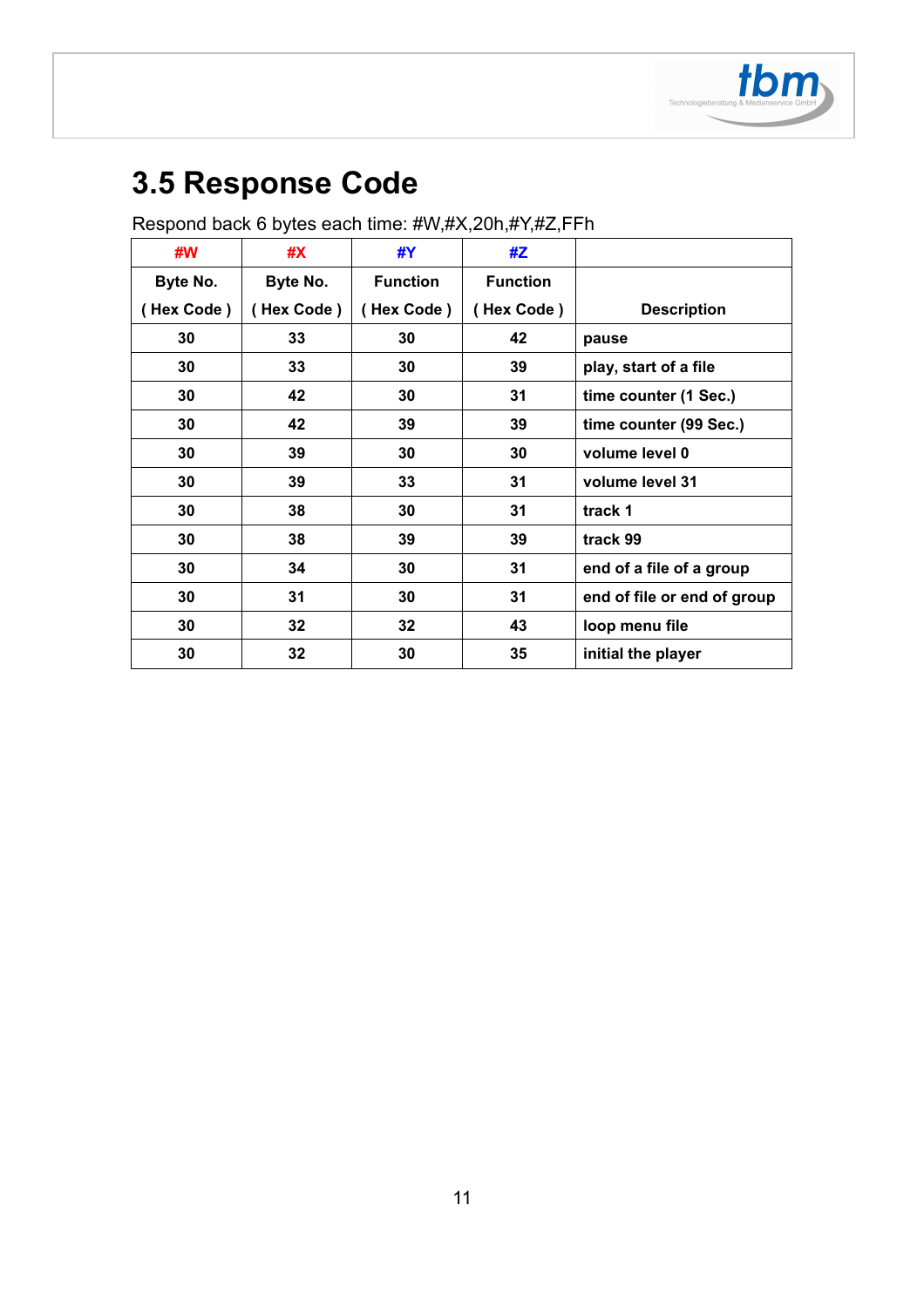## 3.5 Response Code

Respond back 6 bytes each time: #W,#X,20h,#Y,#Z,FFh

| #W | #X | #Y | #Z | |
|---|---|---|---|---|
| Byte No. ( Hex Code ) | Byte No. ( Hex Code ) | Function ( Hex Code ) | Function ( Hex Code ) | Description |
| 30 | 33 | 30 | 42 | pause |
| 30 | 33 | 30 | 39 | play, start of a file |
| 30 | 42 | 30 | 31 | time counter (1 Sec.) |
| 30 | 42 | 39 | 39 | time counter (99 Sec.) |
| 30 | 39 | 30 | 30 | volume level 0 |
| 30 | 39 | 33 | 31 | volume level 31 |
| 30 | 38 | 30 | 31 | track 1 |
| 30 | 38 | 39 | 39 | track 99 |
| 30 | 34 | 30 | 31 | end of a file of a group |
| 30 | 31 | 30 | 31 | end of file or end of group |
| 30 | 32 | 32 | 43 | loop menu file |
| 30 | 32 | 30 | 35 | initial the player |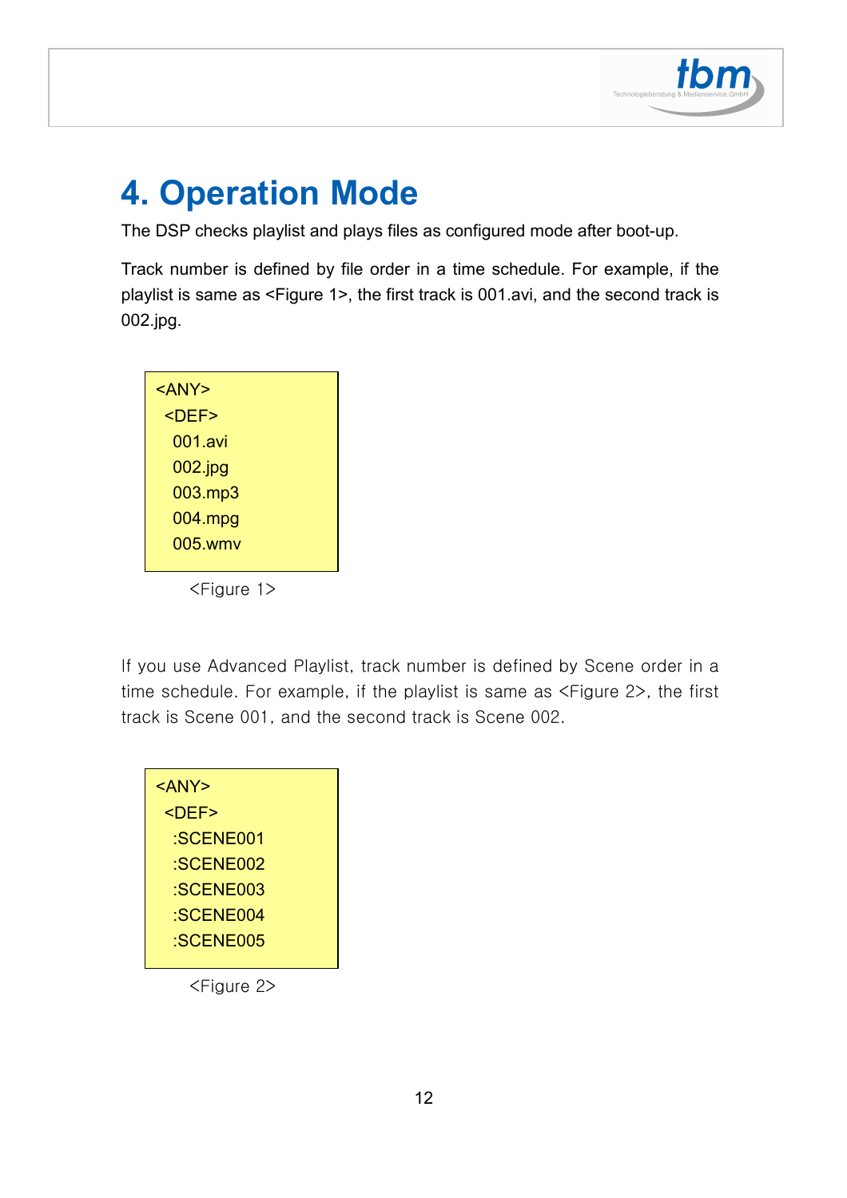# 4. Operation Mode

The DSP checks playlist and plays files as configured mode after boot-up.

Track number is defined by file order in a time schedule. For example, if the playlist is same as <Figure 1>, the first track is 001.avi, and the second track is 002.jpg.

```
<ANY>
  <DEF>
    001.avi
    002.jpg
    003.mp3
    004.mpg
    005.wmv
```

<Figure 1>

If you use Advanced Playlist, track number is defined by Scene order in a time schedule. For example, if the playlist is same as <Figure 2>, the first track is Scene 001, and the second track is Scene 002.

```
<ANY>
  <DEF>
    :SCENE001
    :SCENE002
    :SCENE003
    :SCENE004
    :SCENE005
```

<Figure 2>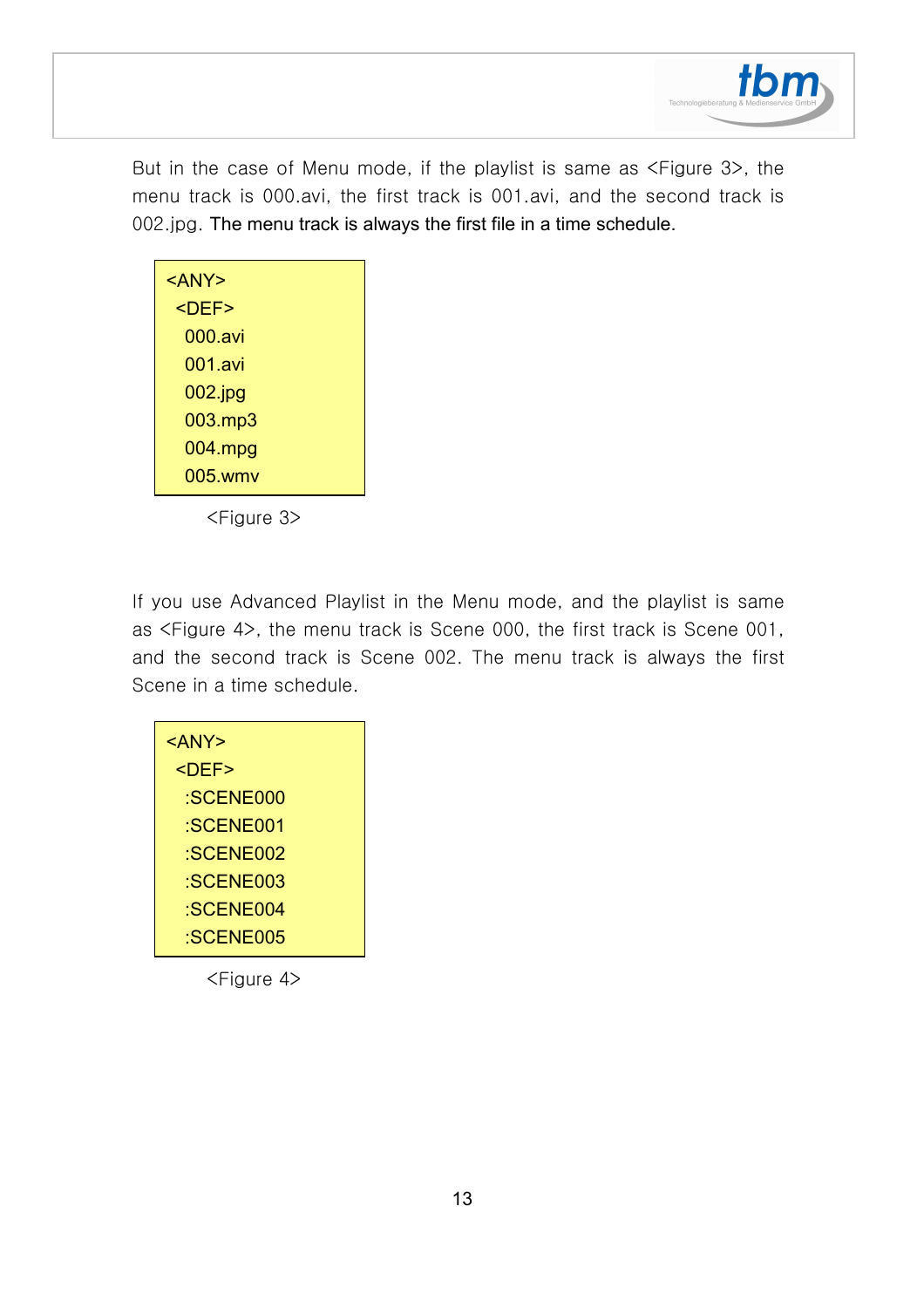But in the case of Menu mode, if the playlist is same as <Figure 3>, the menu track is 000.avi, the first track is 001.avi, and the second track is 002.jpg. The menu track is always the first file in a time schedule.

```
<ANY>
  <DEF>
    000.avi
    001.avi
    002.jpg
    003.mp3
    004.mpg
    005.wmv
```

<Figure 3>

If you use Advanced Playlist in the Menu mode, and the playlist is same as <Figure 4>, the menu track is Scene 000, the first track is Scene 001, and the second track is Scene 002. The menu track is always the first Scene in a time schedule.

```
<ANY>
  <DEF>
    :SCENE000
    :SCENE001
    :SCENE002
    :SCENE003
    :SCENE004
    :SCENE005
```

<Figure 4>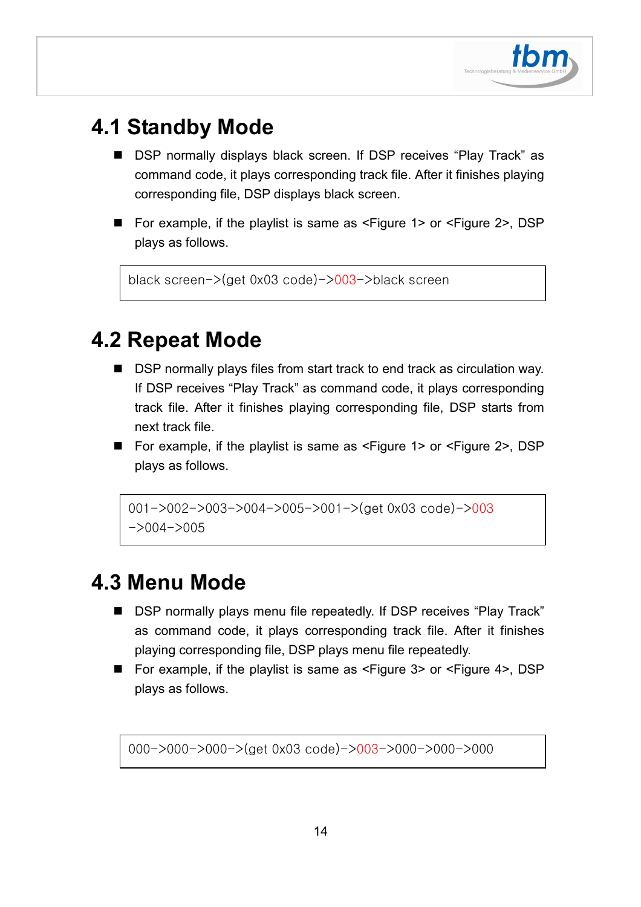## 4.1 Standby Mode

- DSP normally displays black screen. If DSP receives “Play Track” as command code, it plays corresponding track file. After it finishes playing corresponding file, DSP displays black screen.

- For example, if the playlist is same as <Figure 1> or <Figure 2>, DSP plays as follows.

```
black screen->(get 0x03 code)->003->black screen
```

## 4.2 Repeat Mode

- DSP normally plays files from start track to end track as circulation way. If DSP receives “Play Track” as command code, it plays corresponding track file. After it finishes playing corresponding file, DSP starts from next track file.
- For example, if the playlist is same as <Figure 1> or <Figure 2>, DSP plays as follows.

```
001->002->003->004->005->001->(get 0x03 code)->003
->004->005
```

## 4.3 Menu Mode

- DSP normally plays menu file repeatedly. If DSP receives “Play Track” as command code, it plays corresponding track file. After it finishes playing corresponding file, DSP plays menu file repeatedly.
- For example, if the playlist is same as <Figure 3> or <Figure 4>, DSP plays as follows.

```
000->000->000->(get 0x03 code)->003->000->000->000
```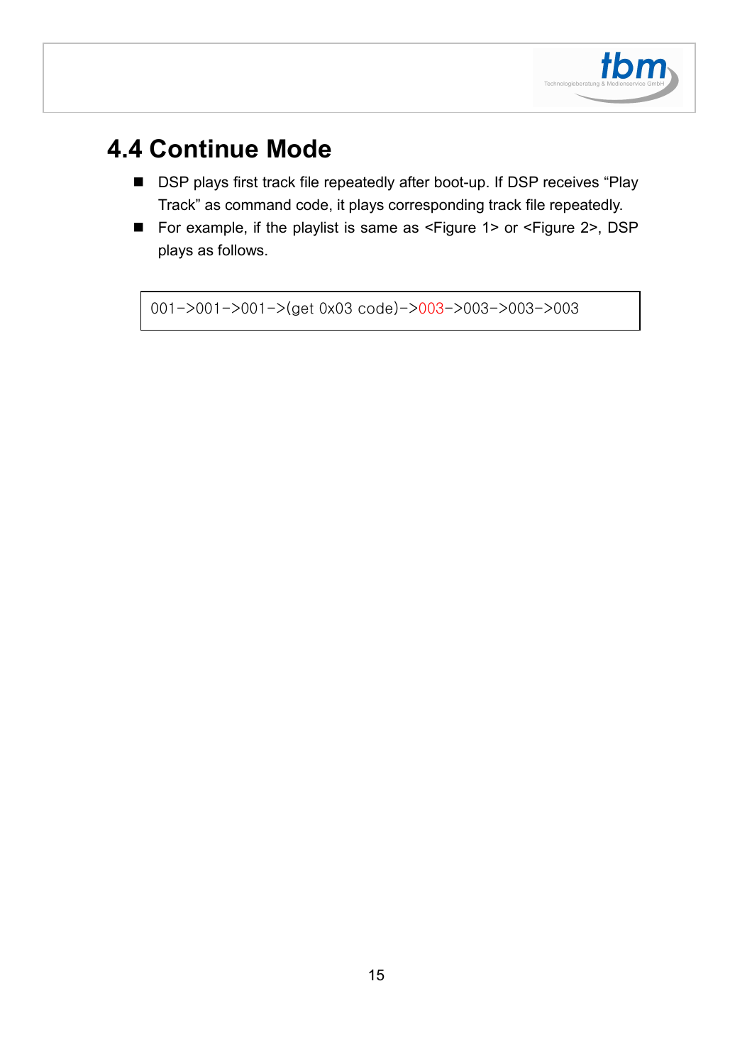## 4.4 Continue Mode

- DSP plays first track file repeatedly after boot-up. If DSP receives "Play Track" as command code, it plays corresponding track file repeatedly.
- For example, if the playlist is same as <Figure 1> or <Figure 2>, DSP plays as follows.

```
001->001->001->(get 0x03 code)->003->003->003->003
```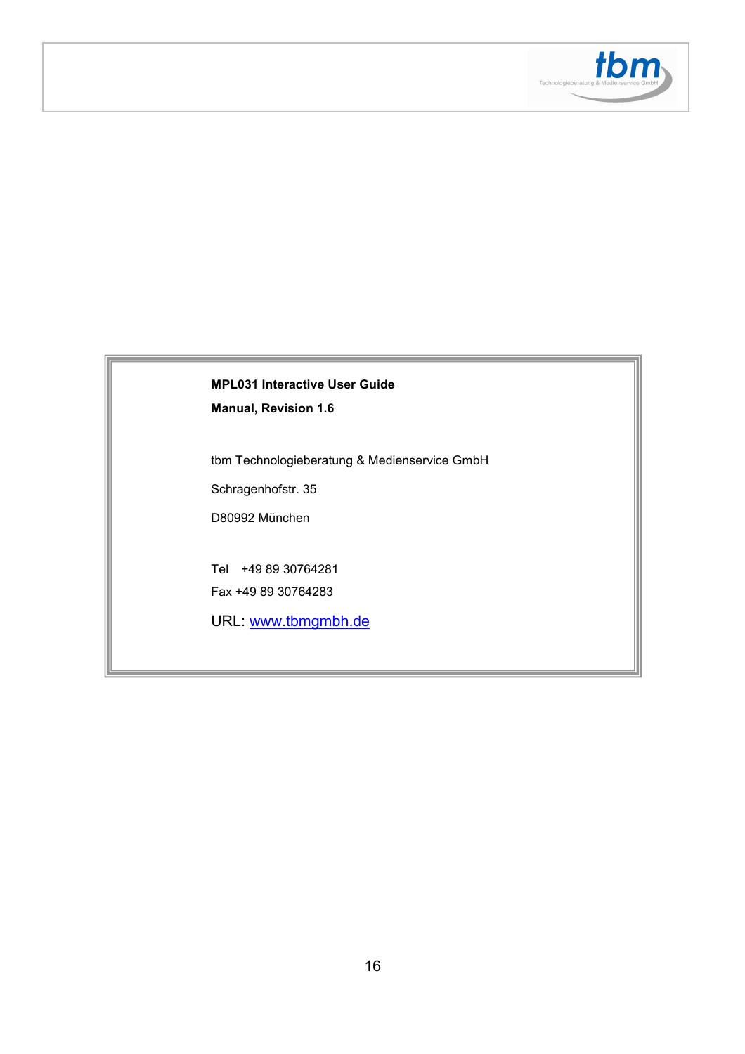**MPL031 Interactive User Guide**

**Manual, Revision 1.6**

tbm Technologieberatung & Medienservice GmbH

Schragenhofstr. 35

D80992 München

Tel +49 89 30764281

Fax +49 89 30764283

URL: www.tbmgmbh.de